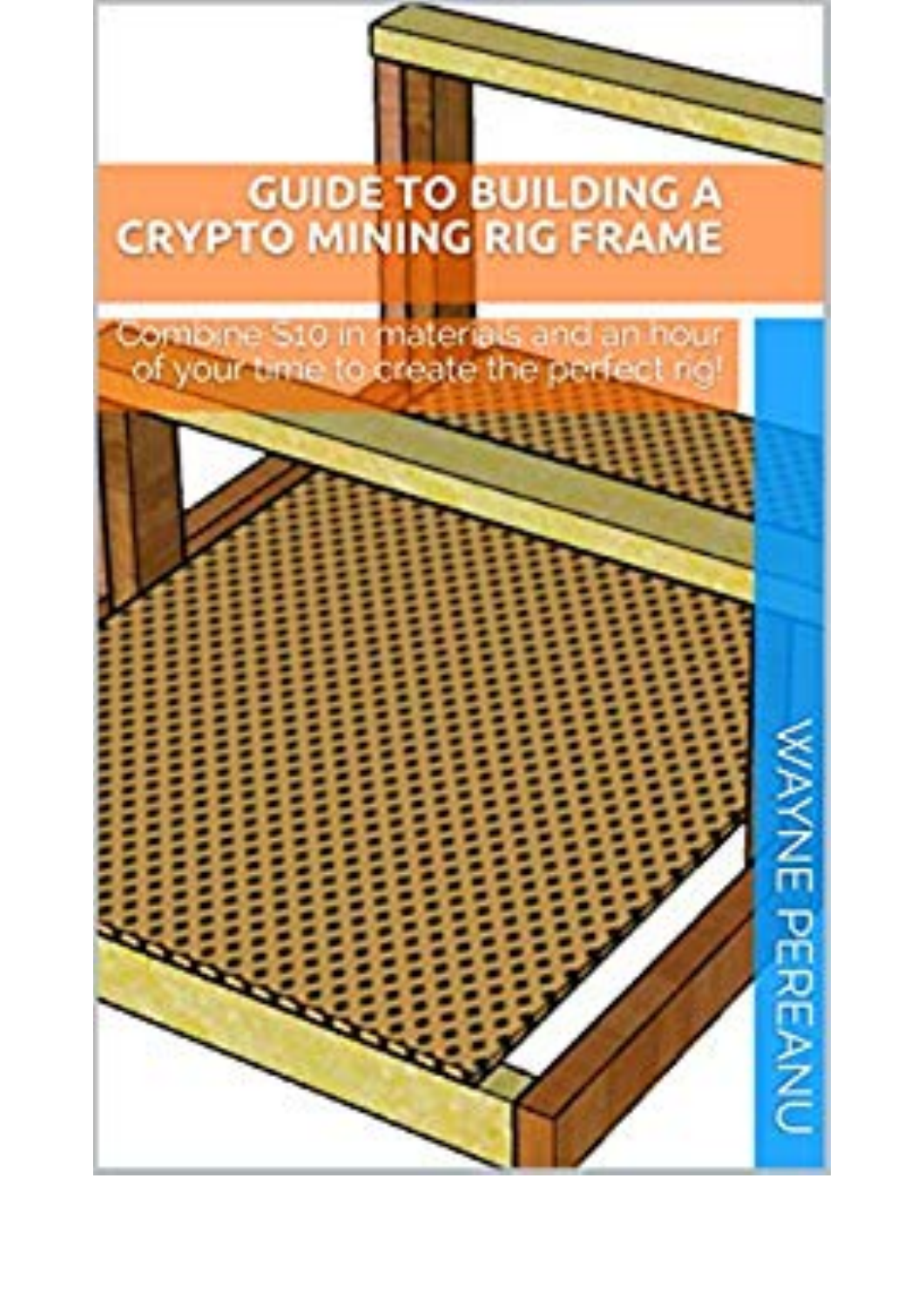# GUIDE TO BUILDING A CRYPTO MINING RIG FRAME

Combine $10 in materials and an hour of your time to create the perfect rig!

WAYNE PEREANU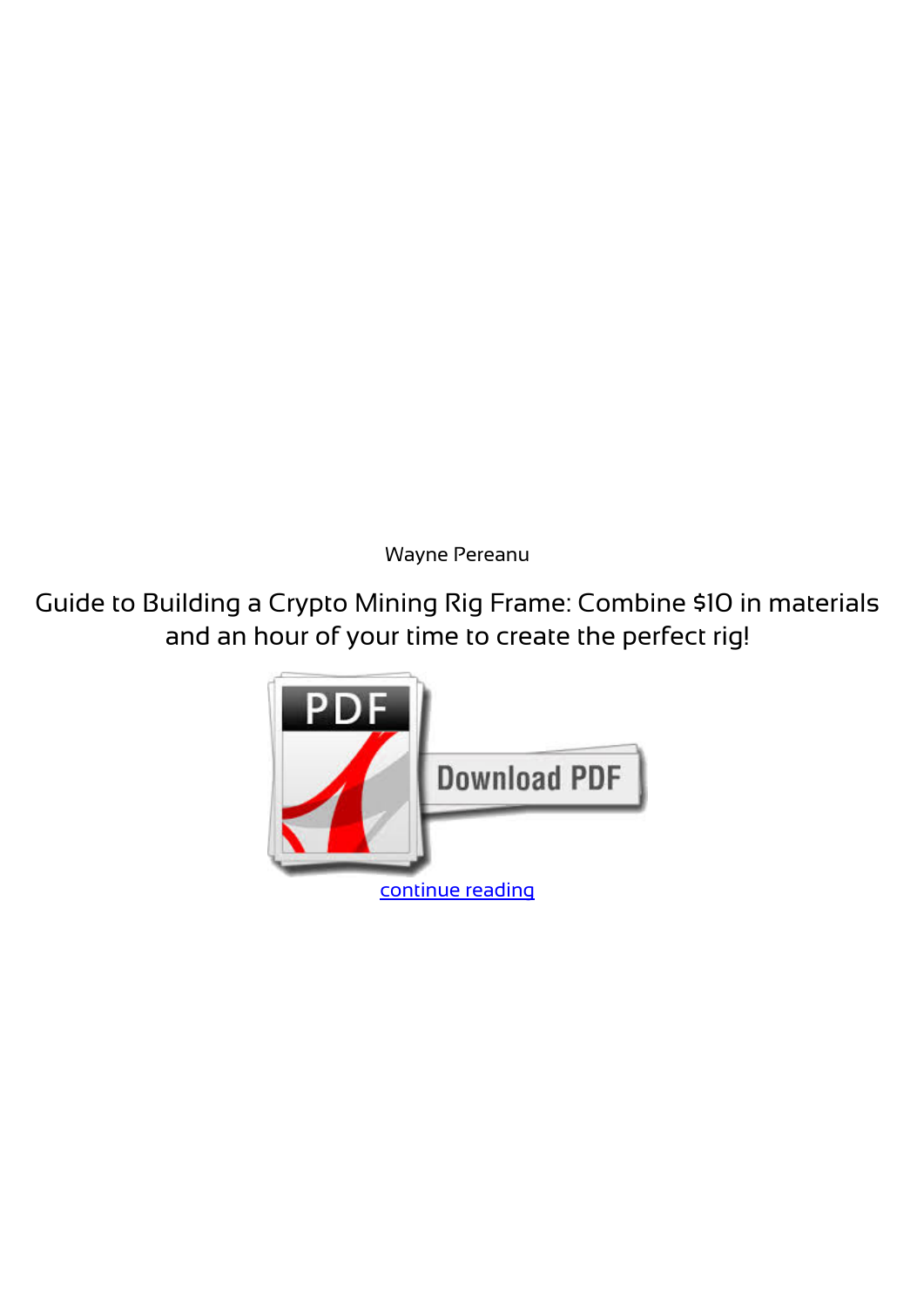Wayne Pereanu

Guide to Building a Crypto Mining Rig Frame: Combine $10 in materials and an hour of your time to create the perfect rig!

continue reading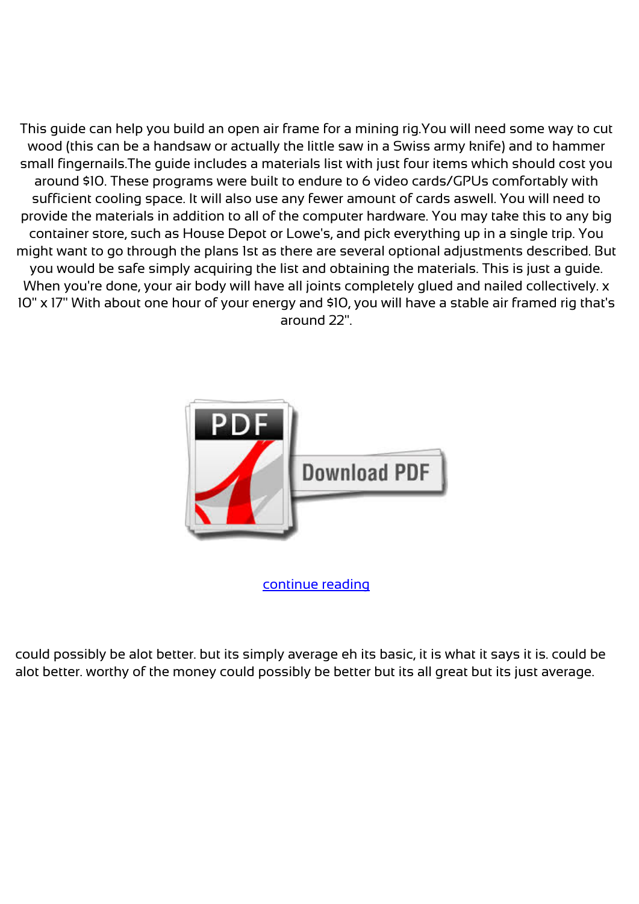This guide can help you build an open air frame for a mining rig.You will need some way to cut wood (this can be a handsaw or actually the little saw in a Swiss army knife) and to hammer small fingernails.The guide includes a materials list with just four items which should cost you around $10. These programs were built to endure to 6 video cards/GPUs comfortably with sufficient cooling space. It will also use any fewer amount of cards aswell. You will need to provide the materials in addition to all of the computer hardware. You may take this to any big container store, such as House Depot or Lowe's, and pick everything up in a single trip. You might want to go through the plans 1st as there are several optional adjustments described. But you would be safe simply acquiring the list and obtaining the materials. This is just a guide. When you're done, your air body will have all joints completely glued and nailed collectively. x 10" x 17" With about one hour of your energy and $10, you will have a stable air framed rig that's around 22".

continue reading

could possibly be alot better. but its simply average eh its basic, it is what it says it is. could be alot better. worthy of the money could possibly be better but its all great but its just average.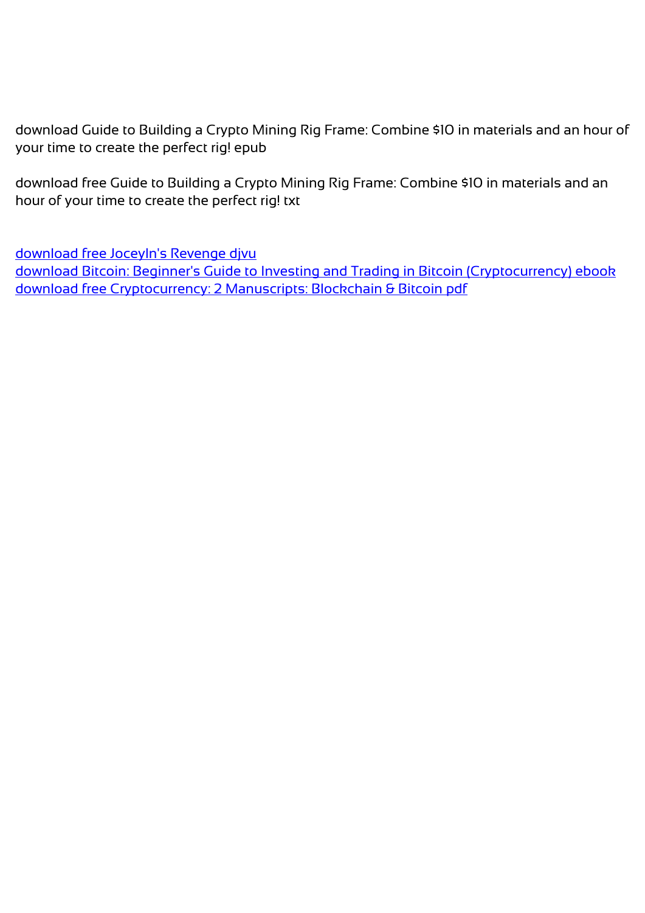download Guide to Building a Crypto Mining Rig Frame: Combine $10 in materials and an hour of your time to create the perfect rig! epub

download free Guide to Building a Crypto Mining Rig Frame: Combine $10 in materials and an hour of your time to create the perfect rig! txt

download free Joceyln's Revenge djvu
download Bitcoin: Beginner's Guide to Investing and Trading in Bitcoin (Cryptocurrency) ebook
download free Cryptocurrency: 2 Manuscripts: Blockchain & Bitcoin pdf